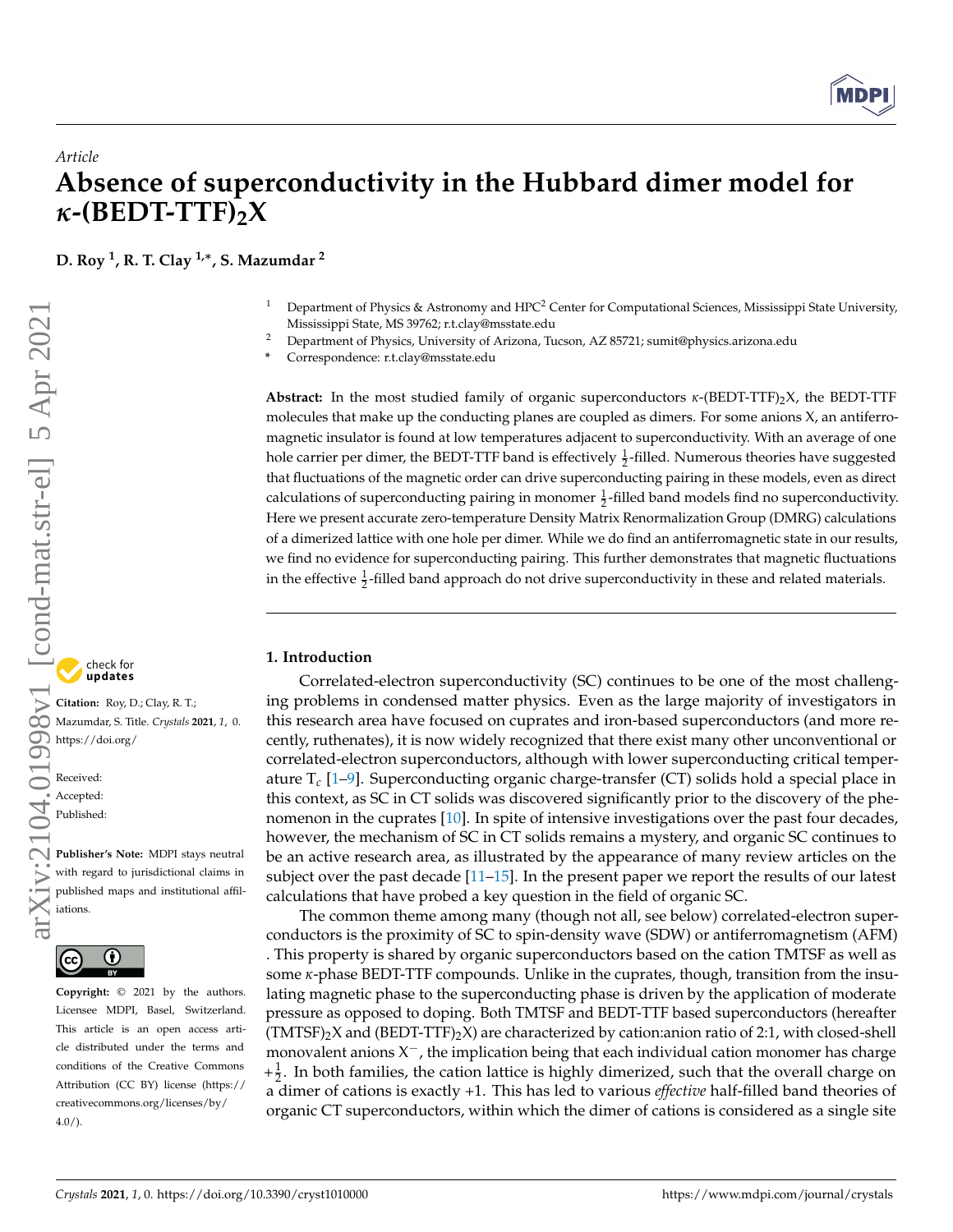*Article*

# Absence of superconductivity in the Hubbard dimer model for $\kappa$-(BEDT-TTF)$_2$X

**D. Roy [1], R. T. Clay [1,*], S. Mazumdar [2]**

[1] Department of Physics & Astronomy and HPC$^2$ Center for Computational Sciences, Mississippi State University, Mississippi State, MS 39762; r.t.clay@msstate.edu

[2] Department of Physics, University of Arizona, Tucson, AZ 85721; sumit@physics.arizona.edu

\* Correspondence: r.t.clay@msstate.edu

**Abstract:** In the most studied family of organic superconductors $\kappa$-(BEDT-TTF)$_2$X, the BEDT-TTF molecules that make up the conducting planes are coupled as dimers. For some anions X, an antiferromagnetic insulator is found at low temperatures adjacent to superconductivity. With an average of one hole carrier per dimer, the BEDT-TTF band is effectively $\frac{1}{2}$-filled. Numerous theories have suggested that fluctuations of the magnetic order can drive superconducting pairing in these models, even as direct calculations of superconducting pairing in monomer $\frac{1}{2}$-filled band models find no superconductivity. Here we present accurate zero-temperature Density Matrix Renormalization Group (DMRG) calculations of a dimerized lattice with one hole per dimer. While we do find an antiferromagnetic state in our results, we find no evidence for superconducting pairing. This further demonstrates that magnetic fluctuations in the effective $\frac{1}{2}$-filled band approach do not drive superconductivity in these and related materials.

**Citation:** Roy, D.; Clay, R. T.; Mazumdar, S. Title. *Crystals* **2021**, *1*, 0. https://doi.org/

Received:
Accepted:
Published:

**Publisher's Note:** MDPI stays neutral with regard to jurisdictional claims in published maps and institutional affiliations.

**Copyright:** © 2021 by the authors. Licensee MDPI, Basel, Switzerland. This article is an open access article distributed under the terms and conditions of the Creative Commons Attribution (CC BY) license (https://creativecommons.org/licenses/by/4.0/).

## 1. Introduction

Correlated-electron superconductivity (SC) continues to be one of the most challenging problems in condensed matter physics. Even as the large majority of investigators in this research area have focused on cuprates and iron-based superconductors (and more recently, ruthenates), it is now widely recognized that there exist many other unconventional or correlated-electron superconductors, although with lower superconducting critical temperature T$_c$ [1–9]. Superconducting organic charge-transfer (CT) solids hold a special place in this context, as SC in CT solids was discovered significantly prior to the discovery of the phenomenon in the cuprates [10]. In spite of intensive investigations over the past four decades, however, the mechanism of SC in CT solids remains a mystery, and organic SC continues to be an active research area, as illustrated by the appearance of many review articles on the subject over the past decade [11–15]. In the present paper we report the results of our latest calculations that have probed a key question in the field of organic SC.

The common theme among many (though not all, see below) correlated-electron superconductors is the proximity of SC to spin-density wave (SDW) or antiferromagnetism (AFM) . This property is shared by organic superconductors based on the cation TMTSF as well as some $\kappa$-phase BEDT-TTF compounds. Unlike in the cuprates, though, transition from the insulating magnetic phase to the superconducting phase is driven by the application of moderate pressure as opposed to doping. Both TMTSF and BEDT-TTF based superconductors (hereafter (TMTSF)$_2$X and (BEDT-TTF)$_2$X) are characterized by cation:anion ratio of 2:1, with closed-shell monovalent anions X$^-$, the implication being that each individual cation monomer has charge $+\frac{1}{2}$. In both families, the cation lattice is highly dimerized, such that the overall charge on a dimer of cations is exactly +1. This has led to various *effective* half-filled band theories of organic CT superconductors, within which the dimer of cations is considered as a single site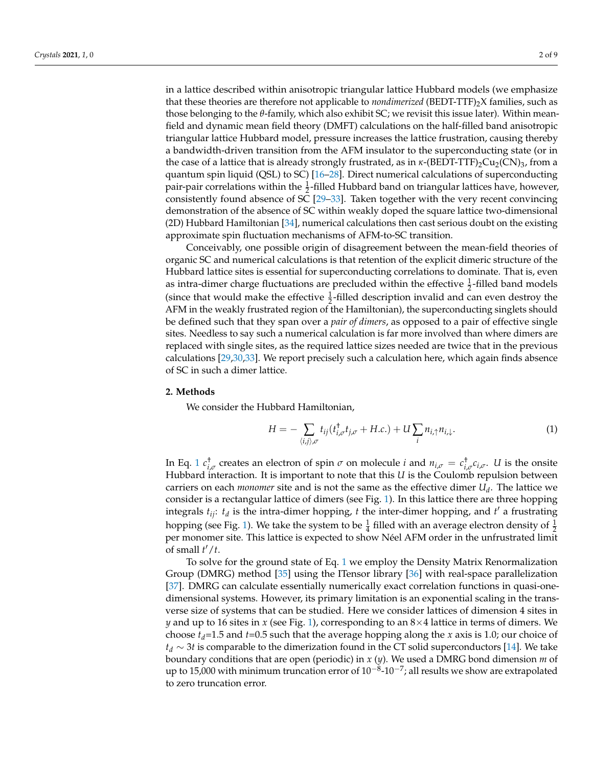in a lattice described within anisotropic triangular lattice Hubbard models (we emphasize that these theories are therefore not applicable to *nondimerized* (BEDT-TTF)$_2$X families, such as those belonging to the $\theta$-family, which also exhibit SC; we revisit this issue later). Within mean-field and dynamic mean field theory (DMFT) calculations on the half-filled band anisotropic triangular lattice Hubbard model, pressure increases the lattice frustration, causing thereby a bandwidth-driven transition from the AFM insulator to the superconducting state (or in the case of a lattice that is already strongly frustrated, as in $\kappa$-(BEDT-TTF)$_2$Cu$_2$(CN)$_3$, from a quantum spin liquid (QSL) to SC) [16–28]. Direct numerical calculations of superconducting pair-pair correlations within the $\frac{1}{2}$-filled Hubbard band on triangular lattices have, however, consistently found absence of SC [29–33]. Taken together with the very recent convincing demonstration of the absence of SC within weakly doped the square lattice two-dimensional (2D) Hubbard Hamiltonian [34], numerical calculations then cast serious doubt on the existing approximate spin fluctuation mechanisms of AFM-to-SC transition.

Conceivably, one possible origin of disagreement between the mean-field theories of organic SC and numerical calculations is that retention of the explicit dimeric structure of the Hubbard lattice sites is essential for superconducting correlations to dominate. That is, even as intra-dimer charge fluctuations are precluded within the effective $\frac{1}{2}$-filled band models (since that would make the effective $\frac{1}{2}$-filled description invalid and can even destroy the AFM in the weakly frustrated region of the Hamiltonian), the superconducting singlets should be defined such that they span over a *pair of dimers*, as opposed to a pair of effective single sites. Needless to say such a numerical calculation is far more involved than where dimers are replaced with single sites, as the required lattice sizes needed are twice that in the previous calculations [29,30,33]. We report precisely such a calculation here, which again finds absence of SC in such a dimer lattice.

## 2. Methods

We consider the Hubbard Hamiltonian,

$$H = -\sum_{\langle i,j \rangle,\sigma} t_{ij}(t^{\dagger}_{i,\sigma}t_{j,\sigma} + H.c.) + U\sum_{i} n_{i,\uparrow}n_{i,\downarrow}. \tag{1}$$

In Eq. 1 $c^{\dagger}_{i,\sigma}$ creates an electron of spin $\sigma$ on molecule $i$ and $n_{i,\sigma} = c^{\dagger}_{i,\sigma}c_{i,\sigma}$. $U$ is the onsite Hubbard interaction. It is important to note that this $U$ is the Coulomb repulsion between carriers on each *monomer* site and is not the same as the effective dimer $U_d$. The lattice we consider is a rectangular lattice of dimers (see Fig. 1). In this lattice there are three hopping integrals $t_{ij}$: $t_d$ is the intra-dimer hopping, $t$ the inter-dimer hopping, and $t'$ a frustrating hopping (see Fig. 1). We take the system to be $\frac{1}{4}$ filled with an average electron density of $\frac{1}{2}$ per monomer site. This lattice is expected to show Néel AFM order in the unfrustrated limit of small $t'/t$.

To solve for the ground state of Eq. 1 we employ the Density Matrix Renormalization Group (DMRG) method [35] using the ITensor library [36] with real-space parallelization [37]. DMRG can calculate essentially numerically exact correlation functions in quasi-one-dimensional systems. However, its primary limitation is an exponential scaling in the transverse size of systems that can be studied. Here we consider lattices of dimension 4 sites in $y$ and up to 16 sites in $x$ (see Fig. 1), corresponding to an 8×4 lattice in terms of dimers. We choose $t_d$=1.5 and $t$=0.5 such that the average hopping along the $x$ axis is 1.0; our choice of $t_d \sim 3t$ is comparable to the dimerization found in the CT solid superconductors [14]. We take boundary conditions that are open (periodic) in $x$ ($y$). We used a DMRG bond dimension $m$ of up to 15,000 with minimum truncation error of $10^{-8}$-$10^{-7}$; all results we show are extrapolated to zero truncation error.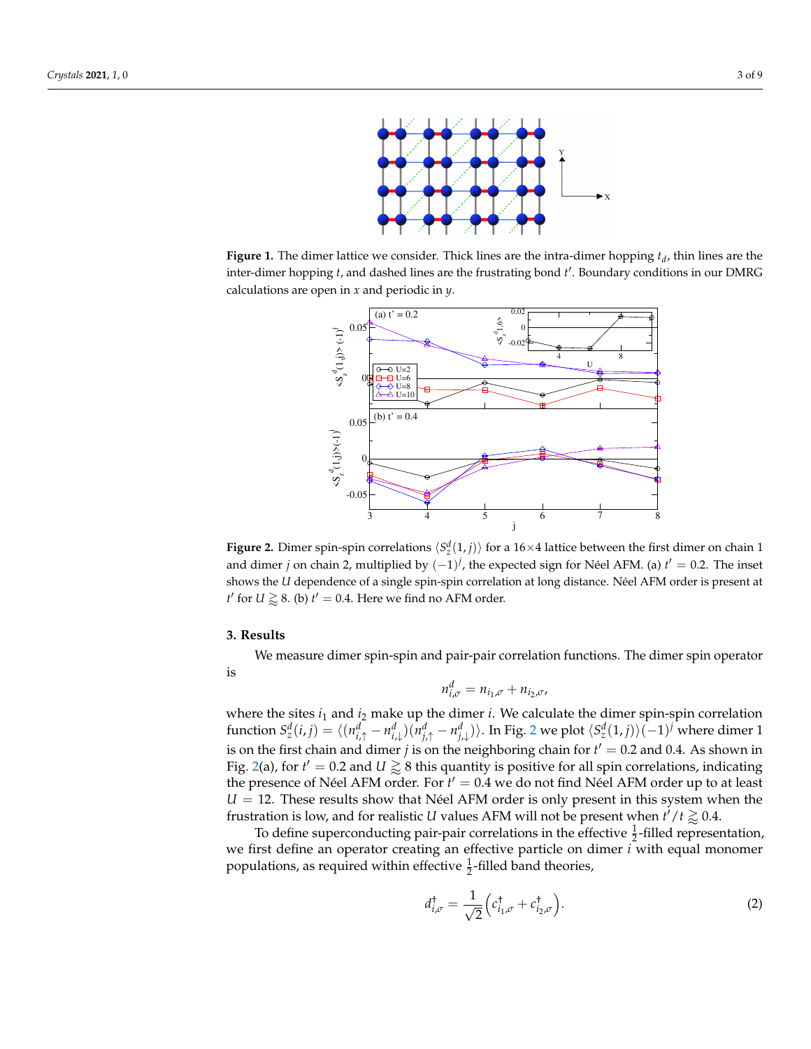**Figure 1.** The dimer lattice we consider. Thick lines are the intra-dimer hopping $t_d$, thin lines are the inter-dimer hopping $t$, and dashed lines are the frustrating bond $t'$. Boundary conditions in our DMRG calculations are open in $x$ and periodic in $y$.

**Figure 2.** Dimer spin-spin correlations $\langle S^d_z(1,j)\rangle$ for a 16×4 lattice between the first dimer on chain 1 and dimer $j$ on chain 2, multiplied by $(-1)^j$, the expected sign for Néel AFM. (a) $t' = 0.2$. The inset shows the $U$ dependence of a single spin-spin correlation at long distance. Néel AFM order is present at $t'$ for $U \gtrapprox 8$. (b) $t' = 0.4$. Here we find no AFM order.

## 3. Results

We measure dimer spin-spin and pair-pair correlation functions. The dimer spin operator is

$$n^d_{i,\sigma} = n_{i_1,\sigma} + n_{i_2,\sigma},$$

where the sites $i_1$ and $i_2$ make up the dimer $i$. We calculate the dimer spin-spin correlation function $S^d_z(i,j) = \langle (n^d_{i,\uparrow} - n^d_{i,\downarrow})(n^d_{j,\uparrow} - n^d_{j,\downarrow})\rangle$. In Fig. 2 we plot $\langle S^d_z(1,j)\rangle(-1)^j$ where dimer 1 is on the first chain and dimer $j$ is on the neighboring chain for $t' = 0.2$ and 0.4. As shown in Fig. 2(a), for $t' = 0.2$ and $U \gtrapprox 8$ this quantity is positive for all spin correlations, indicating the presence of Néel AFM order. For $t' = 0.4$ we do not find Néel AFM order up to at least $U = 12$. These results show that Néel AFM order is only present in this system when the frustration is low, and for realistic $U$ values AFM will not be present when $t'/t \gtrapprox 0.4$.

To define superconducting pair-pair correlations in the effective $\frac{1}{2}$-filled representation, we first define an operator creating an effective particle on dimer $i$ with equal monomer populations, as required within effective $\frac{1}{2}$-filled band theories,

$$d^\dagger_{i,\sigma} = \frac{1}{\sqrt{2}}\left(c^\dagger_{i_1,\sigma} + c^\dagger_{i_2,\sigma}\right). \quad (2)$$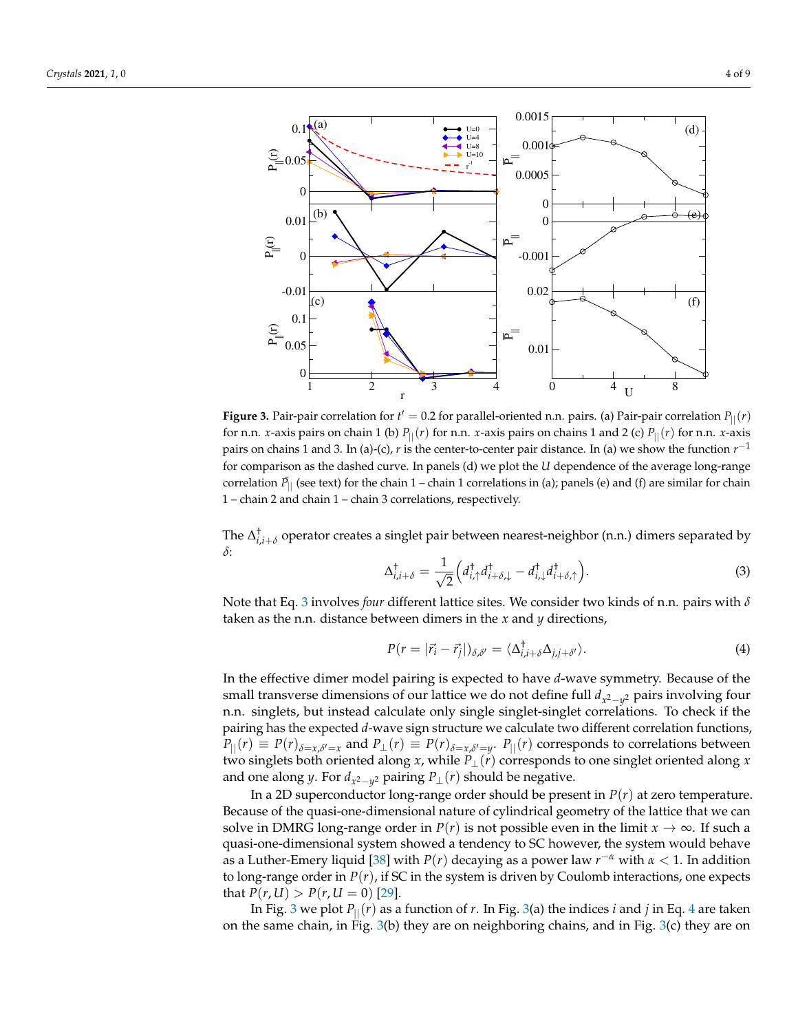**Figure 3.** Pair-pair correlation for $t' = 0.2$ for parallel-oriented n.n. pairs. (a) Pair-pair correlation $P_{||}(r)$ for n.n. $x$-axis pairs on chain 1 (b) $P_{||}(r)$ for n.n. $x$-axis pairs on chains 1 and 2 (c) $P_{||}(r)$ for n.n. $x$-axis pairs on chains 1 and 3. In (a)-(c), $r$ is the center-to-center pair distance. In (a) we show the function $r^{-1}$ for comparison as the dashed curve. In panels (d) we plot the $U$ dependence of the average long-range correlation $\bar{P}_{||}$ (see text) for the chain 1 – chain 1 correlations in (a); panels (e) and (f) are similar for chain 1 – chain 2 and chain 1 – chain 3 correlations, respectively.

The $\Delta^{\dagger}_{i,i+\delta}$ operator creates a singlet pair between nearest-neighbor (n.n.) dimers separated by $\delta$:

$$\Delta^{\dagger}_{i,i+\delta} = \frac{1}{\sqrt{2}}\Big(d^{\dagger}_{i,\uparrow}d^{\dagger}_{i+\delta,\downarrow} - d^{\dagger}_{i,\downarrow}d^{\dagger}_{i+\delta,\uparrow}\Big). \tag{3}$$

Note that Eq. 3 involves *four* different lattice sites. We consider two kinds of n.n. pairs with $\delta$ taken as the n.n. distance between dimers in the $x$ and $y$ directions,

$$P(r = |\vec{r}_i - \vec{r}_j|)_{\delta,\delta'} = \langle \Delta^{\dagger}_{i,i+\delta}\Delta_{j,j+\delta'}\rangle. \tag{4}$$

In the effective dimer model pairing is expected to have $d$-wave symmetry. Because of the small transverse dimensions of our lattice we do not define full $d_{x^2-y^2}$ pairs involving four n.n. singlets, but instead calculate only single singlet-singlet correlations. To check if the pairing has the expected $d$-wave sign structure we calculate two different correlation functions, $P_{||}(r) \equiv P(r)_{\delta=x,\delta'=x}$ and $P_{\perp}(r) \equiv P(r)_{\delta=x,\delta'=y}$. $P_{||}(r)$ corresponds to correlations between two singlets both oriented along $x$, while $P_{\perp}(r)$ corresponds to one singlet oriented along $x$ and one along $y$. For $d_{x^2-y^2}$ pairing $P_{\perp}(r)$ should be negative.

In a 2D superconductor long-range order should be present in $P(r)$ at zero temperature. Because of the quasi-one-dimensional nature of cylindrical geometry of the lattice that we can solve in DMRG long-range order in $P(r)$ is not possible even in the limit $x \to \infty$. If such a quasi-one-dimensional system showed a tendency to SC however, the system would behave as a Luther-Emery liquid [38] with $P(r)$ decaying as a power law $r^{-\alpha}$ with $\alpha < 1$. In addition to long-range order in $P(r)$, if SC in the system is driven by Coulomb interactions, one expects that $P(r, U) > P(r, U = 0)$ [29].

In Fig. 3 we plot $P_{||}(r)$ as a function of $r$. In Fig. 3(a) the indices $i$ and $j$ in Eq. 4 are taken on the same chain, in Fig. 3(b) they are on neighboring chains, and in Fig. 3(c) they are on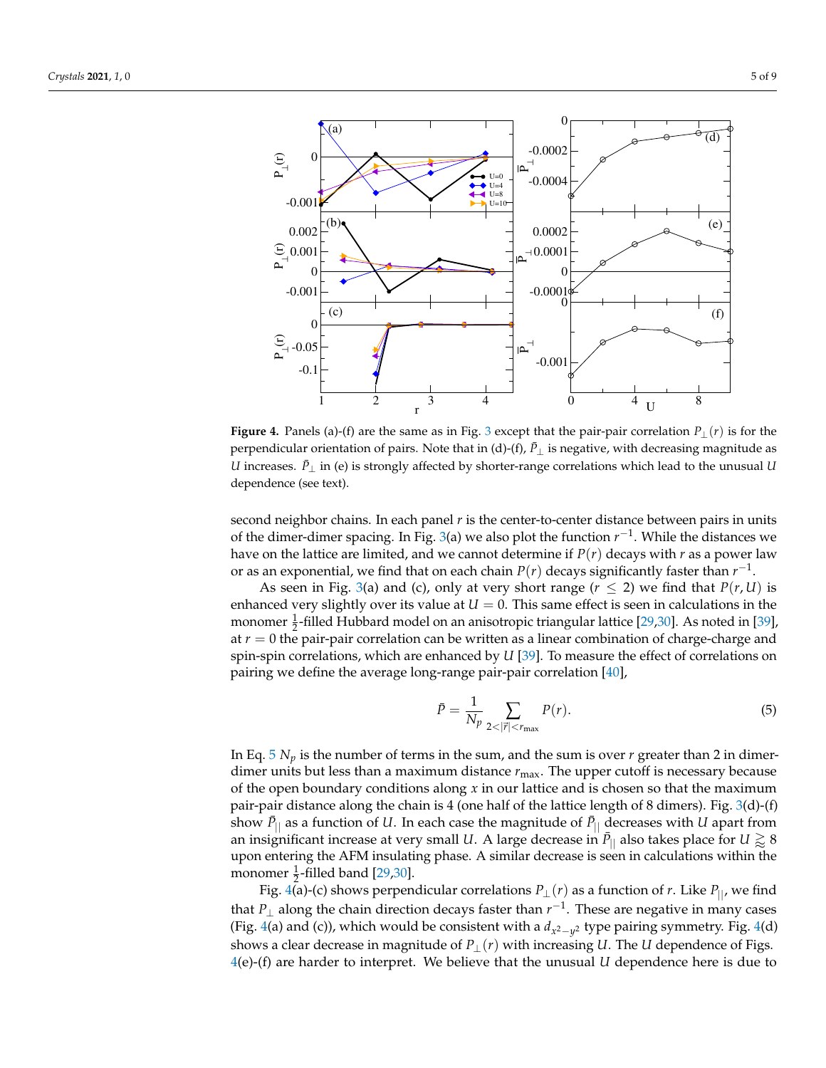**Figure 4.** Panels (a)-(f) are the same as in Fig. 3 except that the pair-pair correlation $P_{\perp}(r)$ is for the perpendicular orientation of pairs. Note that in (d)-(f), $\bar{P}_{\perp}$ is negative, with decreasing magnitude as $U$ increases. $\bar{P}_{\perp}$ in (e) is strongly affected by shorter-range correlations which lead to the unusual $U$ dependence (see text).

second neighbor chains. In each panel $r$ is the center-to-center distance between pairs in units of the dimer-dimer spacing. In Fig. 3(a) we also plot the function $r^{-1}$. While the distances we have on the lattice are limited, and we cannot determine if $P(r)$ decays with $r$ as a power law or as an exponential, we find that on each chain $P(r)$ decays significantly faster than $r^{-1}$.

As seen in Fig. 3(a) and (c), only at very short range ($r \leq 2$) we find that $P(r, U)$ is enhanced very slightly over its value at $U = 0$. This same effect is seen in calculations in the monomer $\frac{1}{2}$-filled Hubbard model on an anisotropic triangular lattice [29,30]. As noted in [39], at $r = 0$ the pair-pair correlation can be written as a linear combination of charge-charge and spin-spin correlations, which are enhanced by $U$ [39]. To measure the effect of correlations on pairing we define the average long-range pair-pair correlation [40],

$$\bar{P} = \frac{1}{N_p} \sum_{2<|\vec{r}|<r_{\max}} P(r). \tag{5}$$

In Eq. 5 $N_p$ is the number of terms in the sum, and the sum is over $r$ greater than 2 in dimer-dimer units but less than a maximum distance $r_{\max}$. The upper cutoff is necessary because of the open boundary conditions along $x$ in our lattice and is chosen so that the maximum pair-pair distance along the chain is 4 (one half of the lattice length of 8 dimers). Fig. 3(d)-(f) show $\bar{P}_{||}$ as a function of $U$. In each case the magnitude of $\bar{P}_{||}$ decreases with $U$ apart from an insignificant increase at very small $U$. A large decrease in $\bar{P}_{||}$ also takes place for $U \gtrsim 8$ upon entering the AFM insulating phase. A similar decrease is seen in calculations within the monomer $\frac{1}{2}$-filled band [29,30].

Fig. 4(a)-(c) shows perpendicular correlations $P_{\perp}(r)$ as a function of $r$. Like $P_{||}$, we find that $P_{\perp}$ along the chain direction decays faster than $r^{-1}$. These are negative in many cases (Fig. 4(a) and (c)), which would be consistent with a $d_{x^2-y^2}$ type pairing symmetry. Fig. 4(d) shows a clear decrease in magnitude of $P_{\perp}(r)$ with increasing $U$. The $U$ dependence of Figs. 4(e)-(f) are harder to interpret. We believe that the unusual $U$ dependence here is due to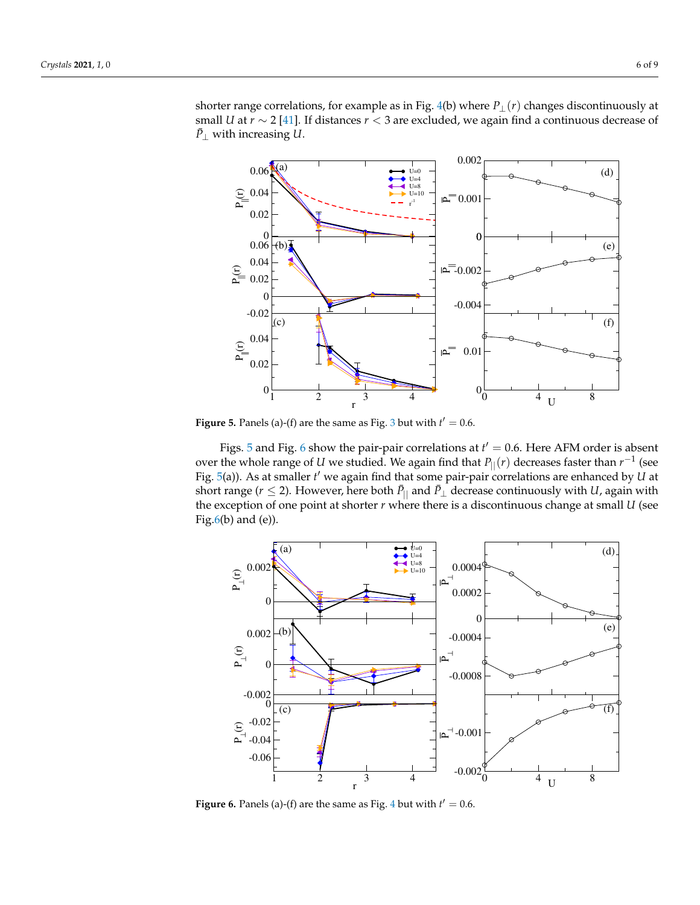shorter range correlations, for example as in Fig. 4(b) where $P_{\perp}(r)$ changes discontinuously at small $U$ at $r \sim 2$ [41]. If distances $r < 3$ are excluded, we again find a continuous decrease of $\bar{P}_{\perp}$ with increasing $U$.

**Figure 5.** Panels (a)-(f) are the same as Fig. 3 but with $t' = 0.6$.

Figs. 5 and Fig. 6 show the pair-pair correlations at $t' = 0.6$. Here AFM order is absent over the whole range of $U$ we studied. We again find that $P_{||}(r)$ decreases faster than $r^{-1}$ (see Fig. 5(a)). As at smaller $t'$ we again find that some pair-pair correlations are enhanced by $U$ at short range ($r \leq 2$). However, here both $\bar{P}_{||}$ and $\bar{P}_{\perp}$ decrease continuously with $U$, again with the exception of one point at shorter $r$ where there is a discontinuous change at small $U$ (see Fig.6(b) and (e)).

**Figure 6.** Panels (a)-(f) are the same as Fig. 4 but with $t' = 0.6$.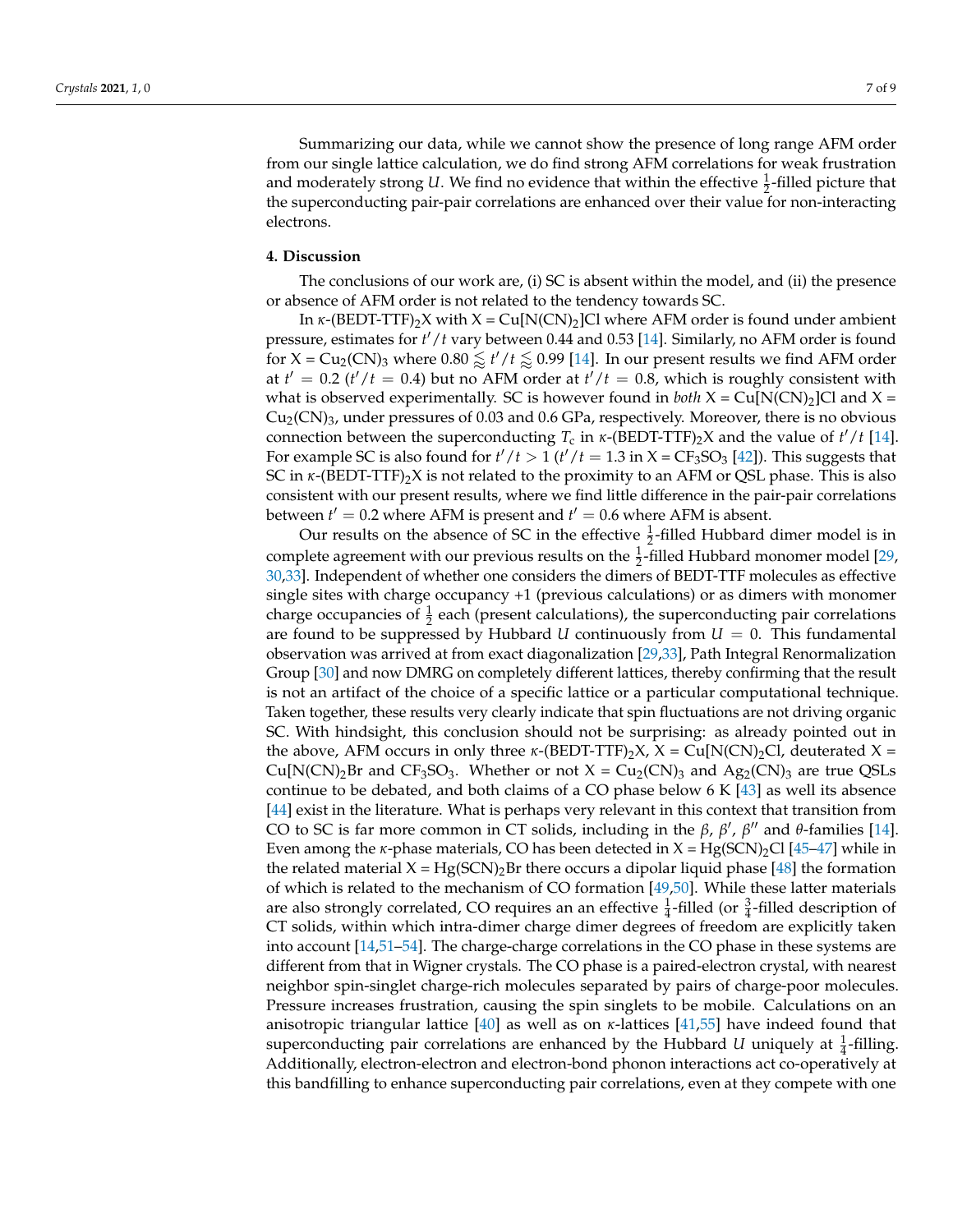Summarizing our data, while we cannot show the presence of long range AFM order from our single lattice calculation, we do find strong AFM correlations for weak frustration and moderately strong $U$. We find no evidence that within the effective $\frac{1}{2}$-filled picture that the superconducting pair-pair correlations are enhanced over their value for non-interacting electrons.

## 4. Discussion

The conclusions of our work are, (i) SC is absent within the model, and (ii) the presence or absence of AFM order is not related to the tendency towards SC.

In $\kappa$-(BEDT-TTF)$_2$X with X = Cu[N(CN)$_2$]Cl where AFM order is found under ambient pressure, estimates for $t'/t$ vary between 0.44 and 0.53 [14]. Similarly, no AFM order is found for X = Cu$_2$(CN)$_3$ where $0.80 \lessapprox t'/t \lessapprox 0.99$ [14]. In our present results we find AFM order at $t' = 0.2$ ($t'/t = 0.4$) but no AFM order at $t'/t = 0.8$, which is roughly consistent with what is observed experimentally. SC is however found in *both* X = Cu[N(CN)$_2$]Cl and X = Cu$_2$(CN)$_3$, under pressures of 0.03 and 0.6 GPa, respectively. Moreover, there is no obvious connection between the superconducting $T_c$ in $\kappa$-(BEDT-TTF)$_2$X and the value of $t'/t$ [14]. For example SC is also found for $t'/t > 1$ ($t'/t = 1.3$ in X = CF$_3$SO$_3$ [42]). This suggests that SC in $\kappa$-(BEDT-TTF)$_2$X is not related to the proximity to an AFM or QSL phase. This is also consistent with our present results, where we find little difference in the pair-pair correlations between $t' = 0.2$ where AFM is present and $t' = 0.6$ where AFM is absent.

Our results on the absence of SC in the effective $\frac{1}{2}$-filled Hubbard dimer model is in complete agreement with our previous results on the $\frac{1}{2}$-filled Hubbard monomer model [29,30,33]. Independent of whether one considers the dimers of BEDT-TTF molecules as effective single sites with charge occupancy +1 (previous calculations) or as dimers with monomer charge occupancies of $\frac{1}{2}$ each (present calculations), the superconducting pair correlations are found to be suppressed by Hubbard $U$ continuously from $U = 0$. This fundamental observation was arrived at from exact diagonalization [29,33], Path Integral Renormalization Group [30] and now DMRG on completely different lattices, thereby confirming that the result is not an artifact of the choice of a specific lattice or a particular computational technique. Taken together, these results very clearly indicate that spin fluctuations are not driving organic SC. With hindsight, this conclusion should not be surprising: as already pointed out in the above, AFM occurs in only three $\kappa$-(BEDT-TTF)$_2$X, X = Cu[N(CN)$_2$Cl, deuterated X = Cu[N(CN)$_2$Br and CF$_3$SO$_3$. Whether or not X = Cu$_2$(CN)$_3$ and Ag$_2$(CN)$_3$ are true QSLs continue to be debated, and both claims of a CO phase below 6 K [43] as well its absence [44] exist in the literature. What is perhaps very relevant in this context that transition from CO to SC is far more common in CT solids, including in the $\beta$, $\beta'$, $\beta''$ and $\theta$-families [14]. Even among the $\kappa$-phase materials, CO has been detected in X = Hg(SCN)$_2$Cl [45–47] while in the related material X = Hg(SCN)$_2$Br there occurs a dipolar liquid phase [48] the formation of which is related to the mechanism of CO formation [49,50]. While these latter materials are also strongly correlated, CO requires an an effective $\frac{1}{4}$-filled (or $\frac{3}{4}$-filled description of CT solids, within which intra-dimer charge dimer degrees of freedom are explicitly taken into account [14,51–54]. The charge-charge correlations in the CO phase in these systems are different from that in Wigner crystals. The CO phase is a paired-electron crystal, with nearest neighbor spin-singlet charge-rich molecules separated by pairs of charge-poor molecules. Pressure increases frustration, causing the spin singlets to be mobile. Calculations on an anisotropic triangular lattice [40] as well as on $\kappa$-lattices [41,55] have indeed found that superconducting pair correlations are enhanced by the Hubbard $U$ uniquely at $\frac{1}{4}$-filling. Additionally, electron-electron and electron-bond phonon interactions act co-operatively at this bandfilling to enhance superconducting pair correlations, even at they compete with one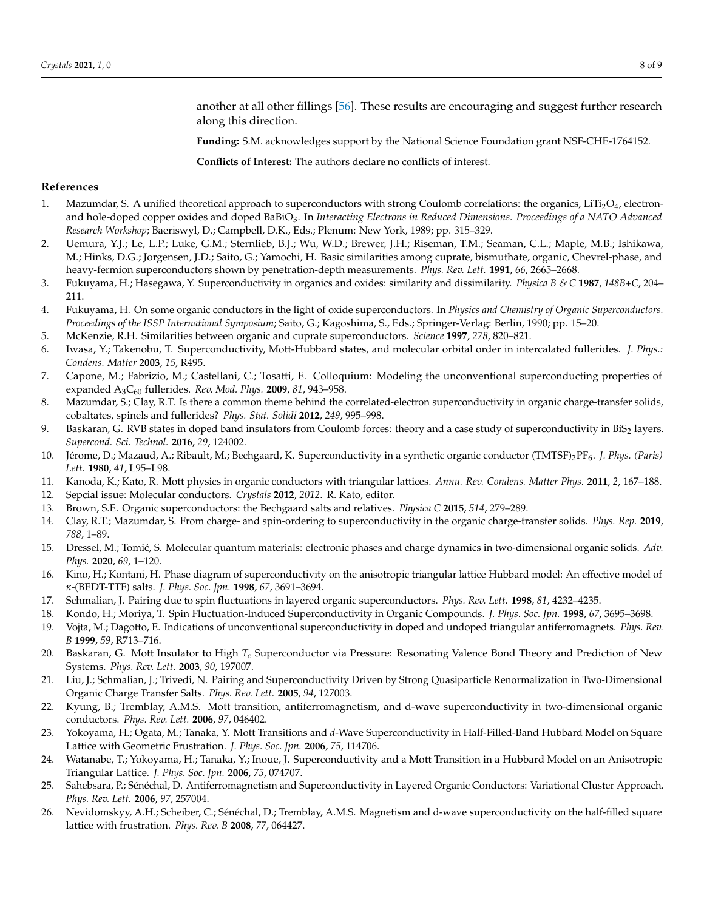another at all other fillings [56]. These results are encouraging and suggest further research along this direction.

**Funding:** S.M. acknowledges support by the National Science Foundation grant NSF-CHE-1764152.

**Conflicts of Interest:** The authors declare no conflicts of interest.

## References

1. Mazumdar, S. A unified theoretical approach to superconductors with strong Coulomb correlations: the organics, $LiTi_2O_4$, electron- and hole-doped copper oxides and doped $BaBiO_3$. In *Interacting Electrons in Reduced Dimensions. Proceedings of a NATO Advanced Research Workshop*; Baeriswyl, D.; Campbell, D.K., Eds.; Plenum: New York, 1989; pp. 315–329.
2. Uemura, Y.J.; Le, L.P.; Luke, G.M.; Sternlieb, B.J.; Wu, W.D.; Brewer, J.H.; Riseman, T.M.; Seaman, C.L.; Maple, M.B.; Ishikawa, M.; Hinks, D.G.; Jorgensen, J.D.; Saito, G.; Yamochi, H. Basic similarities among cuprate, bismuthate, organic, Chevrel-phase, and heavy-fermion superconductors shown by penetration-depth measurements. *Phys. Rev. Lett.* **1991**, *66*, 2665–2668.
3. Fukuyama, H.; Hasegawa, Y. Superconductivity in organics and oxides: similarity and dissimilarity. *Physica B & C* **1987**, *148B+C*, 204–211.
4. Fukuyama, H. On some organic conductors in the light of oxide superconductors. In *Physics and Chemistry of Organic Superconductors. Proceedings of the ISSP International Symposium*; Saito, G.; Kagoshima, S., Eds.; Springer-Verlag: Berlin, 1990; pp. 15–20.
5. McKenzie, R.H. Similarities between organic and cuprate superconductors. *Science* **1997**, *278*, 820–821.
6. Iwasa, Y.; Takenobu, T. Superconductivity, Mott-Hubbard states, and molecular orbital order in intercalated fullerenes. *J. Phys.: Condens. Matter* **2003**, *15*, R495.
7. Capone, M.; Fabrizio, M.; Castellani, C.; Tosatti, E. Colloquium: Modeling the unconventional superconducting properties of expanded $A_3C_{60}$ fullerides. *Rev. Mod. Phys.* **2009**, *81*, 943–958.
8. Mazumdar, S.; Clay, R.T. Is there a common theme behind the correlated-electron superconductivity in organic charge-transfer solids, cobaltates, spinels and fullerides? *Phys. Stat. Solidi* **2012**, *249*, 995–998.
9. Baskaran, G. RVB states in doped band insulators from Coulomb forces: theory and a case study of superconductivity in $BiS_2$ layers. *Supercond. Sci. Technol.* **2016**, *29*, 124002.
10. Jérome, D.; Mazaud, A.; Ribault, M.; Bechgaard, K. Superconductivity in a synthetic organic conductor $(TMTSF)_2PF_6$. *J. Phys. (Paris) Lett.* **1980**, *41*, L95–L98.
11. Kanoda, K.; Kato, R. Mott physics in organic conductors with triangular lattices. *Annu. Rev. Condens. Matter Phys.* **2011**, *2*, 167–188.
12. Sepcial issue: Molecular conductors. *Crystals* **2012**, *2012*. R. Kato, editor.
13. Brown, S.E. Organic superconductors: the Bechgaard salts and relatives. *Physica C* **2015**, *514*, 279–289.
14. Clay, R.T.; Mazumdar, S. From charge- and spin-ordering to superconductivity in the organic charge-transfer solids. *Phys. Rep.* **2019**, *788*, 1–89.
15. Dressel, M.; Tomić, S. Molecular quantum materials: electronic phases and charge dynamics in two-dimensional organic solids. *Adv. Phys.* **2020**, *69*, 1–120.
16. Kino, H.; Kontani, H. Phase diagram of superconductivity on the anisotropic triangular lattice Hubbard model: An effective model of $\kappa$-(BEDT-TTF) salts. *J. Phys. Soc. Jpn.* **1998**, *67*, 3691–3694.
17. Schmalian, J. Pairing due to spin fluctuations in layered organic superconductors. *Phys. Rev. Lett.* **1998**, *81*, 4232–4235.
18. Kondo, H.; Moriya, T. Spin Fluctuation-Induced Superconductivity in Organic Compounds. *J. Phys. Soc. Jpn.* **1998**, *67*, 3695–3698.
19. Vojta, M.; Dagotto, E. Indications of unconventional superconductivity in doped and undoped triangular antiferromagnets. *Phys. Rev. B* **1999**, *59*, R713–716.
20. Baskaran, G. Mott Insulator to High $T_c$ Superconductor via Pressure: Resonating Valence Bond Theory and Prediction of New Systems. *Phys. Rev. Lett.* **2003**, *90*, 197007.
21. Liu, J.; Schmalian, J.; Trivedi, N. Pairing and Superconductivity Driven by Strong Quasiparticle Renormalization in Two-Dimensional Organic Charge Transfer Salts. *Phys. Rev. Lett.* **2005**, *94*, 127003.
22. Kyung, B.; Tremblay, A.M.S. Mott transition, antiferromagnetism, and d-wave superconductivity in two-dimensional organic conductors. *Phys. Rev. Lett.* **2006**, *97*, 046402.
23. Yokoyama, H.; Ogata, M.; Tanaka, Y. Mott Transitions and *d*-Wave Superconductivity in Half-Filled-Band Hubbard Model on Square Lattice with Geometric Frustration. *J. Phys. Soc. Jpn.* **2006**, *75*, 114706.
24. Watanabe, T.; Yokoyama, H.; Tanaka, Y.; Inoue, J. Superconductivity and a Mott Transition in a Hubbard Model on an Anisotropic Triangular Lattice. *J. Phys. Soc. Jpn.* **2006**, *75*, 074707.
25. Sahebsara, P.; Sénéchal, D. Antiferromagnetism and Superconductivity in Layered Organic Conductors: Variational Cluster Approach. *Phys. Rev. Lett.* **2006**, *97*, 257004.
26. Nevidomskyy, A.H.; Scheiber, C.; Sénéchal, D.; Tremblay, A.M.S. Magnetism and d-wave superconductivity on the half-filled square lattice with frustration. *Phys. Rev. B* **2008**, *77*, 064427.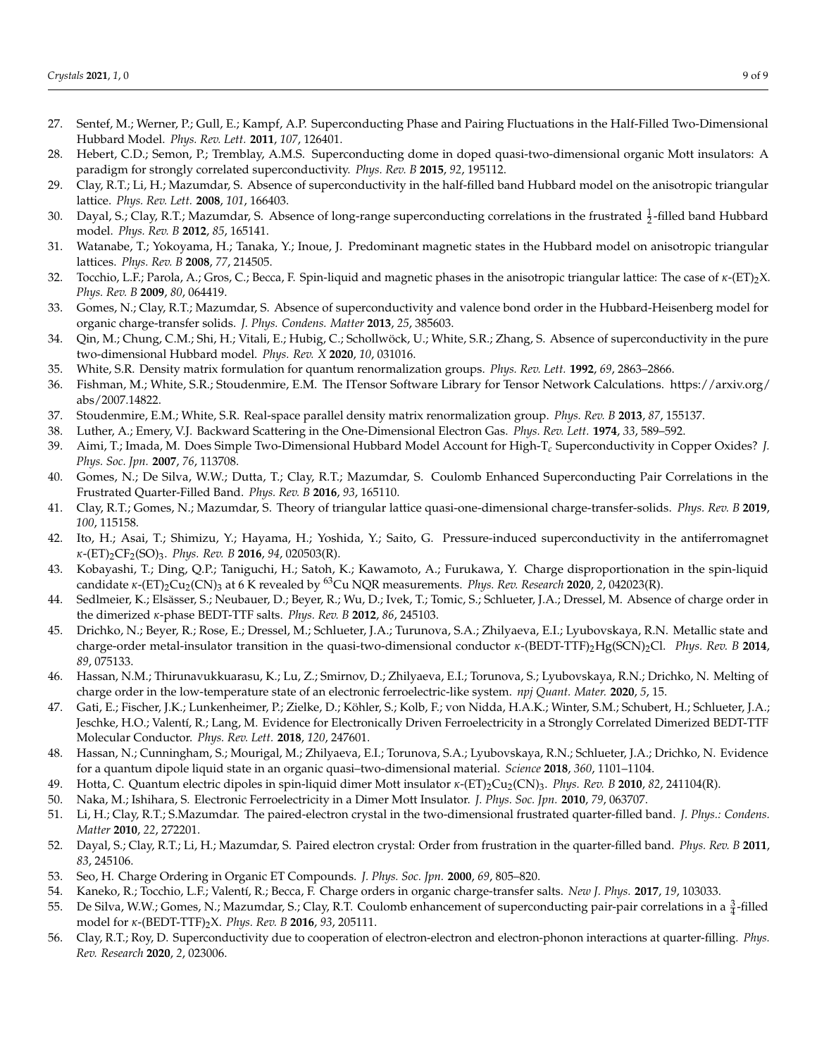27. Sentef, M.; Werner, P.; Gull, E.; Kampf, A.P. Superconducting Phase and Pairing Fluctuations in the Half-Filled Two-Dimensional Hubbard Model. *Phys. Rev. Lett.* **2011**, *107*, 126401.
28. Hebert, C.D.; Semon, P.; Tremblay, A.M.S. Superconducting dome in doped quasi-two-dimensional organic Mott insulators: A paradigm for strongly correlated superconductivity. *Phys. Rev. B* **2015**, *92*, 195112.
29. Clay, R.T.; Li, H.; Mazumdar, S. Absence of superconductivity in the half-filled band Hubbard model on the anisotropic triangular lattice. *Phys. Rev. Lett.* **2008**, *101*, 166403.
30. Dayal, S.; Clay, R.T.; Mazumdar, S. Absence of long-range superconducting correlations in the frustrated $\frac{1}{2}$-filled band Hubbard model. *Phys. Rev. B* **2012**, *85*, 165141.
31. Watanabe, T.; Yokoyama, H.; Tanaka, Y.; Inoue, J. Predominant magnetic states in the Hubbard model on anisotropic triangular lattices. *Phys. Rev. B* **2008**, *77*, 214505.
32. Tocchio, L.F.; Parola, A.; Gros, C.; Becca, F. Spin-liquid and magnetic phases in the anisotropic triangular lattice: The case of $\kappa$-$(ET)_2X$. *Phys. Rev. B* **2009**, *80*, 064419.
33. Gomes, N.; Clay, R.T.; Mazumdar, S. Absence of superconductivity and valence bond order in the Hubbard-Heisenberg model for organic charge-transfer solids. *J. Phys. Condens. Matter* **2013**, *25*, 385603.
34. Qin, M.; Chung, C.M.; Shi, H.; Vitali, E.; Hubig, C.; Schollwöck, U.; White, S.R.; Zhang, S. Absence of superconductivity in the pure two-dimensional Hubbard model. *Phys. Rev. X* **2020**, *10*, 031016.
35. White, S.R. Density matrix formulation for quantum renormalization groups. *Phys. Rev. Lett.* **1992**, *69*, 2863–2866.
36. Fishman, M.; White, S.R.; Stoudenmire, E.M. The ITensor Software Library for Tensor Network Calculations. https://arxiv.org/abs/2007.14822.
37. Stoudenmire, E.M.; White, S.R. Real-space parallel density matrix renormalization group. *Phys. Rev. B* **2013**, *87*, 155137.
38. Luther, A.; Emery, V.J. Backward Scattering in the One-Dimensional Electron Gas. *Phys. Rev. Lett.* **1974**, *33*, 589–592.
39. Aimi, T.; Imada, M. Does Simple Two-Dimensional Hubbard Model Account for High-$T_c$ Superconductivity in Copper Oxides? *J. Phys. Soc. Jpn.* **2007**, *76*, 113708.
40. Gomes, N.; De Silva, W.W.; Dutta, T.; Clay, R.T.; Mazumdar, S. Coulomb Enhanced Superconducting Pair Correlations in the Frustrated Quarter-Filled Band. *Phys. Rev. B* **2016**, *93*, 165110.
41. Clay, R.T.; Gomes, N.; Mazumdar, S. Theory of triangular lattice quasi-one-dimensional charge-transfer-solids. *Phys. Rev. B* **2019**, *100*, 115158.
42. Ito, H.; Asai, T.; Shimizu, Y.; Hayama, H.; Yoshida, Y.; Saito, G. Pressure-induced superconductivity in the antiferromagnet $\kappa$-$(ET)_2CF_2(SO)_3$. *Phys. Rev. B* **2016**, *94*, 020503(R).
43. Kobayashi, T.; Ding, Q.P.; Taniguchi, H.; Satoh, K.; Kawamoto, A.; Furukawa, Y. Charge disproportionation in the spin-liquid candidate $\kappa$-$(ET)_2Cu_2(CN)_3$ at 6 K revealed by $^{63}$Cu NQR measurements. *Phys. Rev. Research* **2020**, *2*, 042023(R).
44. Sedlmeier, K.; Elsässer, S.; Neubauer, D.; Beyer, R.; Wu, D.; Ivek, T.; Tomic, S.; Schlueter, J.A.; Dressel, M. Absence of charge order in the dimerized $\kappa$-phase BEDT-TTF salts. *Phys. Rev. B* **2012**, *86*, 245103.
45. Drichko, N.; Beyer, R.; Rose, E.; Dressel, M.; Schlueter, J.A.; Turunova, S.A.; Zhilyaeva, E.I.; Lyubovskaya, R.N. Metallic state and charge-order metal-insulator transition in the quasi-two-dimensional conductor $\kappa$-$(BEDT\text{-}TTF)_2Hg(SCN)_2Cl$. *Phys. Rev. B* **2014**, *89*, 075133.
46. Hassan, N.M.; Thirunavukkuarasu, K.; Lu, Z.; Smirnov, D.; Zhilyaeva, E.I.; Torunova, S.; Lyubovskaya, R.N.; Drichko, N. Melting of charge order in the low-temperature state of an electronic ferroelectric-like system. *npj Quant. Mater.* **2020**, *5*, 15.
47. Gati, E.; Fischer, J.K.; Lunkenheimer, P.; Zielke, D.; Köhler, S.; Kolb, F.; von Nidda, H.A.K.; Winter, S.M.; Schubert, H.; Schlueter, J.A.; Jeschke, H.O.; Valentí, R.; Lang, M. Evidence for Electronically Driven Ferroelectricity in a Strongly Correlated Dimerized BEDT-TTF Molecular Conductor. *Phys. Rev. Lett.* **2018**, *120*, 247601.
48. Hassan, N.; Cunningham, S.; Mourigal, M.; Zhilyaeva, E.I.; Torunova, S.A.; Lyubovskaya, R.N.; Schlueter, J.A.; Drichko, N. Evidence for a quantum dipole liquid state in an organic quasi–two-dimensional material. *Science* **2018**, *360*, 1101–1104.
49. Hotta, C. Quantum electric dipoles in spin-liquid dimer Mott insulator $\kappa$-$(ET)_2Cu_2(CN)_3$. *Phys. Rev. B* **2010**, *82*, 241104(R).
50. Naka, M.; Ishihara, S. Electronic Ferroelectricity in a Dimer Mott Insulator. *J. Phys. Soc. Jpn.* **2010**, *79*, 063707.
51. Li, H.; Clay, R.T.; S.Mazumdar. The paired-electron crystal in the two-dimensional frustrated quarter-filled band. *J. Phys.: Condens. Matter* **2010**, *22*, 272201.
52. Dayal, S.; Clay, R.T.; Li, H.; Mazumdar, S. Paired electron crystal: Order from frustration in the quarter-filled band. *Phys. Rev. B* **2011**, *83*, 245106.
53. Seo, H. Charge Ordering in Organic ET Compounds. *J. Phys. Soc. Jpn.* **2000**, *69*, 805–820.
54. Kaneko, R.; Tocchio, L.F.; Valentí, R.; Becca, F. Charge orders in organic charge-transfer salts. *New J. Phys.* **2017**, *19*, 103033.
55. De Silva, W.W.; Gomes, N.; Mazumdar, S.; Clay, R.T. Coulomb enhancement of superconducting pair-pair correlations in a $\frac{3}{4}$-filled model for $\kappa$-$(BEDT\text{-}TTF)_2X$. *Phys. Rev. B* **2016**, *93*, 205111.
56. Clay, R.T.; Roy, D. Superconductivity due to cooperation of electron-electron and electron-phonon interactions at quarter-filling. *Phys. Rev. Research* **2020**, *2*, 023006.